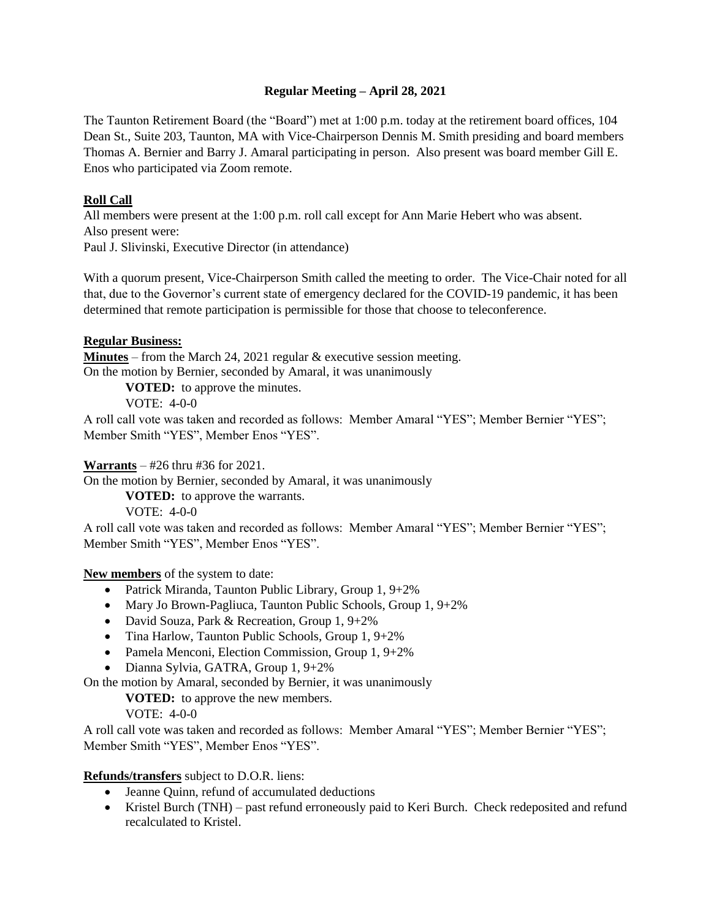## Regular Meeting – April 28, 2021

The Taunton Retirement Board (the "Board") met at 1:00 p.m. today at the retirement board offices, 104 Dean St., Suite 203, Taunton, MA with Vice-Chairperson Dennis M. Smith presiding and board members Thomas A. Bernier and Barry J. Amaral participating in person. Also present was board member Gill E. Enos who participated via Zoom remote.

**Roll Call**

All members were present at the 1:00 p.m. roll call except for Ann Marie Hebert who was absent.
Also present were:
Paul J. Slivinski, Executive Director (in attendance)

With a quorum present, Vice-Chairperson Smith called the meeting to order. The Vice-Chair noted for all that, due to the Governor's current state of emergency declared for the COVID-19 pandemic, it has been determined that remote participation is permissible for those that choose to teleconference.

**Regular Business:**

**Minutes** – from the March 24, 2021 regular & executive session meeting.
On the motion by Bernier, seconded by Amaral, it was unanimously

**VOTED:** to approve the minutes.
VOTE: 4-0-0

A roll call vote was taken and recorded as follows: Member Amaral "YES"; Member Bernier "YES"; Member Smith "YES", Member Enos "YES".

**Warrants** – #26 thru #36 for 2021.
On the motion by Bernier, seconded by Amaral, it was unanimously

**VOTED:** to approve the warrants.
VOTE: 4-0-0

A roll call vote was taken and recorded as follows: Member Amaral "YES"; Member Bernier "YES"; Member Smith "YES", Member Enos "YES".

**New members** of the system to date:

- Patrick Miranda, Taunton Public Library, Group 1, 9+2%
- Mary Jo Brown-Pagliuca, Taunton Public Schools, Group 1, 9+2%
- David Souza, Park & Recreation, Group 1, 9+2%
- Tina Harlow, Taunton Public Schools, Group 1, 9+2%
- Pamela Menconi, Election Commission, Group 1, 9+2%
- Dianna Sylvia, GATRA, Group 1, 9+2%

On the motion by Amaral, seconded by Bernier, it was unanimously

**VOTED:** to approve the new members.
VOTE: 4-0-0

A roll call vote was taken and recorded as follows: Member Amaral "YES"; Member Bernier "YES"; Member Smith "YES", Member Enos "YES".

**Refunds/transfers** subject to D.O.R. liens:

- Jeanne Quinn, refund of accumulated deductions
- Kristel Burch (TNH) – past refund erroneously paid to Keri Burch. Check redeposited and refund recalculated to Kristel.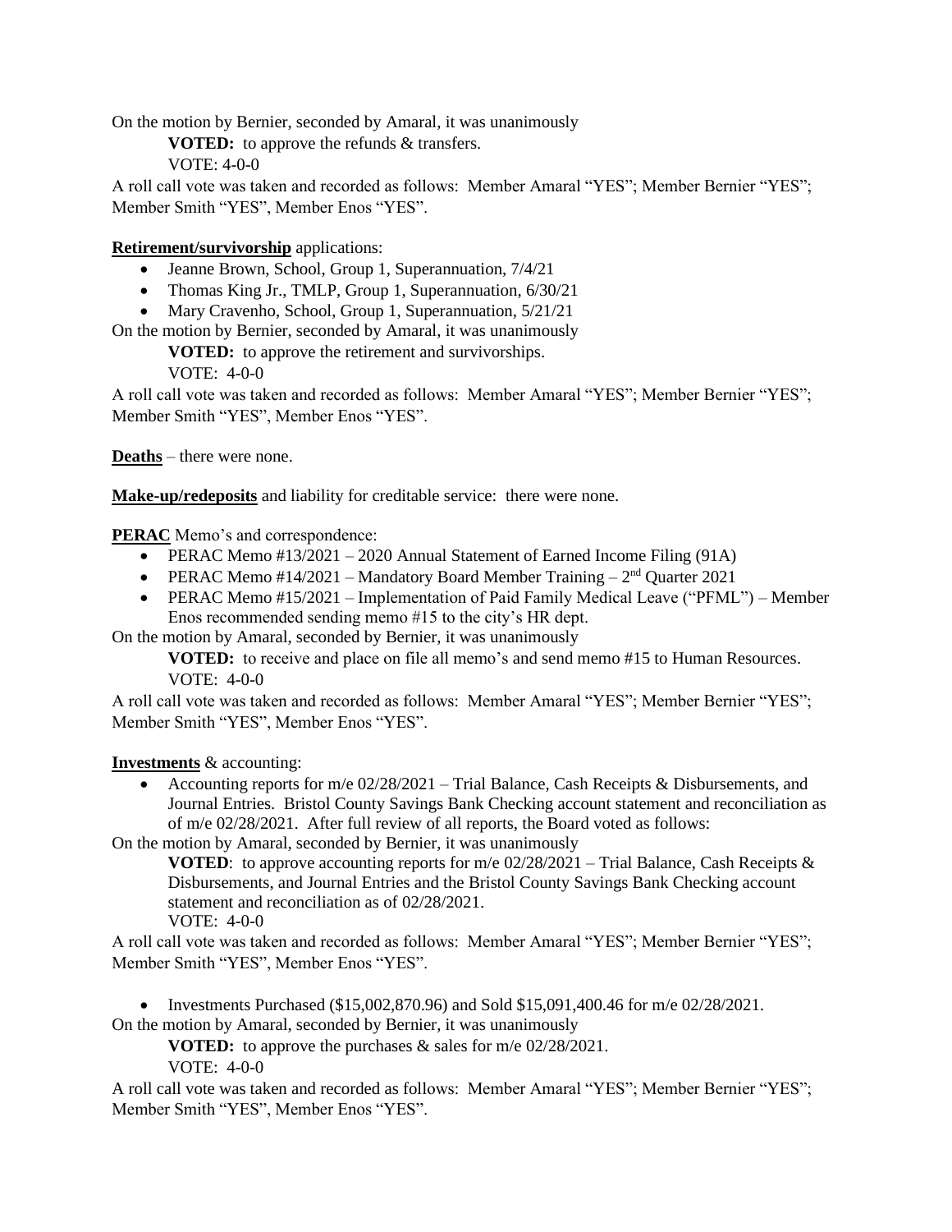On the motion by Bernier, seconded by Amaral, it was unanimously

> **VOTED:** to approve the refunds & transfers.
> VOTE: 4-0-0

A roll call vote was taken and recorded as follows: Member Amaral "YES"; Member Bernier "YES"; Member Smith "YES", Member Enos "YES".

**Retirement/survivorship** applications:

- Jeanne Brown, School, Group 1, Superannuation, 7/4/21
- Thomas King Jr., TMLP, Group 1, Superannuation, 6/30/21
- Mary Cravenho, School, Group 1, Superannuation, 5/21/21

On the motion by Bernier, seconded by Amaral, it was unanimously

> **VOTED:** to approve the retirement and survivorships.
> VOTE: 4-0-0

A roll call vote was taken and recorded as follows: Member Amaral "YES"; Member Bernier "YES"; Member Smith "YES", Member Enos "YES".

**Deaths** – there were none.

**Make-up/redeposits** and liability for creditable service: there were none.

**PERAC** Memo's and correspondence:

- PERAC Memo #13/2021 – 2020 Annual Statement of Earned Income Filing (91A)
- PERAC Memo #14/2021 – Mandatory Board Member Training – 2nd Quarter 2021
- PERAC Memo #15/2021 – Implementation of Paid Family Medical Leave ("PFML") – Member Enos recommended sending memo #15 to the city's HR dept.

On the motion by Amaral, seconded by Bernier, it was unanimously

> **VOTED:** to receive and place on file all memo's and send memo #15 to Human Resources.
> VOTE: 4-0-0

A roll call vote was taken and recorded as follows: Member Amaral "YES"; Member Bernier "YES"; Member Smith "YES", Member Enos "YES".

**Investments** & accounting:

- Accounting reports for m/e 02/28/2021 – Trial Balance, Cash Receipts & Disbursements, and Journal Entries. Bristol County Savings Bank Checking account statement and reconciliation as of m/e 02/28/2021. After full review of all reports, the Board voted as follows:

On the motion by Amaral, seconded by Bernier, it was unanimously

> **VOTED**: to approve accounting reports for m/e 02/28/2021 – Trial Balance, Cash Receipts & Disbursements, and Journal Entries and the Bristol County Savings Bank Checking account statement and reconciliation as of 02/28/2021.
> VOTE: 4-0-0

A roll call vote was taken and recorded as follows: Member Amaral "YES"; Member Bernier "YES"; Member Smith "YES", Member Enos "YES".

- Investments Purchased ($15,002,870.96) and Sold $15,091,400.46 for m/e 02/28/2021.

On the motion by Amaral, seconded by Bernier, it was unanimously

> **VOTED:** to approve the purchases & sales for m/e 02/28/2021.
> VOTE: 4-0-0

A roll call vote was taken and recorded as follows: Member Amaral "YES"; Member Bernier "YES"; Member Smith "YES", Member Enos "YES".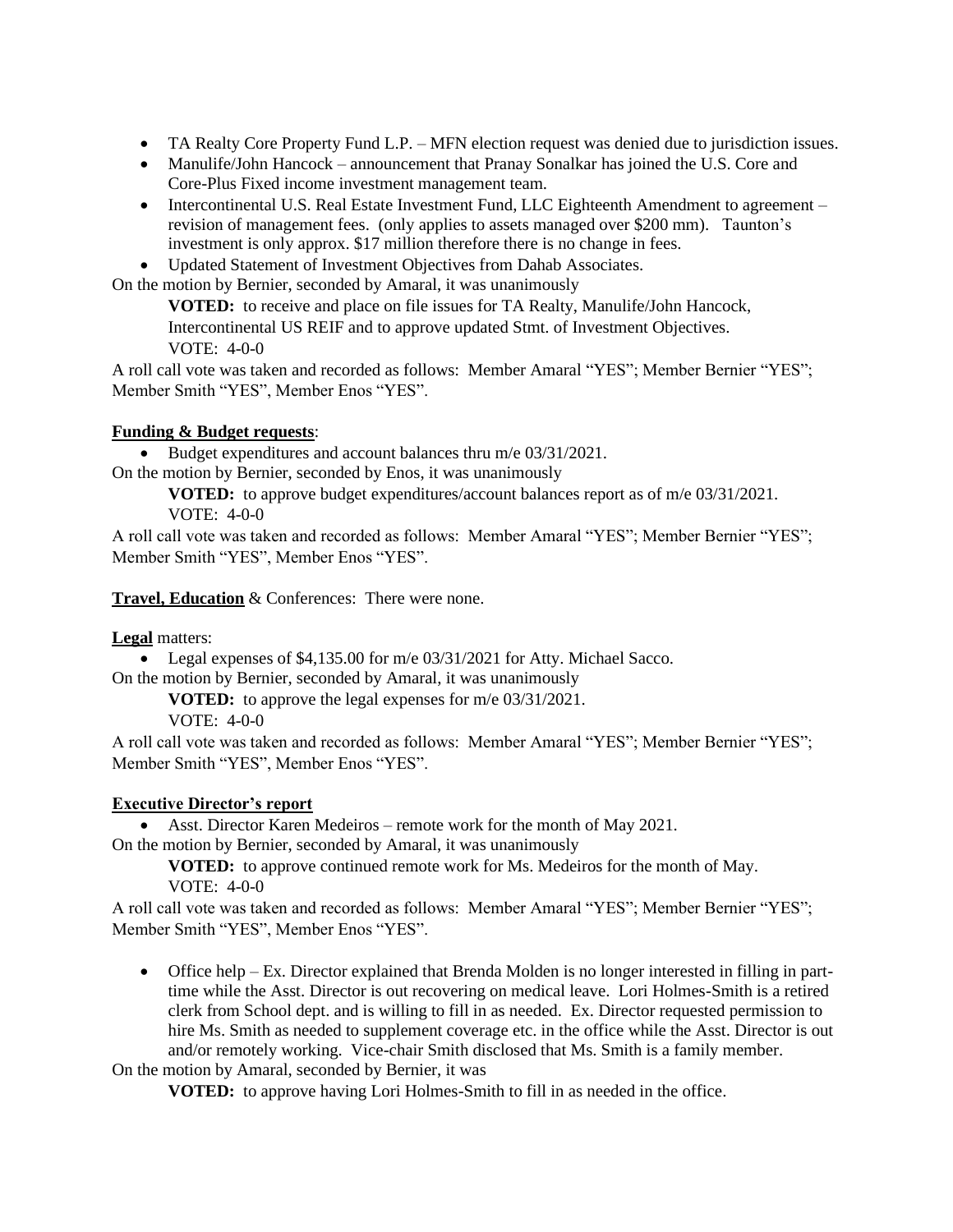- TA Realty Core Property Fund L.P. – MFN election request was denied due to jurisdiction issues.
- Manulife/John Hancock – announcement that Pranay Sonalkar has joined the U.S. Core and Core-Plus Fixed income investment management team.
- Intercontinental U.S. Real Estate Investment Fund, LLC Eighteenth Amendment to agreement – revision of management fees. (only applies to assets managed over $200 mm). Taunton's investment is only approx. $17 million therefore there is no change in fees.
- Updated Statement of Investment Objectives from Dahab Associates.

On the motion by Bernier, seconded by Amaral, it was unanimously

> **VOTED:** to receive and place on file issues for TA Realty, Manulife/John Hancock, Intercontinental US REIF and to approve updated Stmt. of Investment Objectives.
> VOTE: 4-0-0

A roll call vote was taken and recorded as follows: Member Amaral "YES"; Member Bernier "YES"; Member Smith "YES", Member Enos "YES".

**Funding & Budget requests**:

- Budget expenditures and account balances thru m/e 03/31/2021.

On the motion by Bernier, seconded by Enos, it was unanimously

> **VOTED:** to approve budget expenditures/account balances report as of m/e 03/31/2021.
> VOTE: 4-0-0

A roll call vote was taken and recorded as follows: Member Amaral "YES"; Member Bernier "YES"; Member Smith "YES", Member Enos "YES".

**Travel, Education** & Conferences: There were none.

**Legal** matters:

- Legal expenses of $4,135.00 for m/e 03/31/2021 for Atty. Michael Sacco.

On the motion by Bernier, seconded by Amaral, it was unanimously

> **VOTED:** to approve the legal expenses for m/e 03/31/2021.
> VOTE: 4-0-0

A roll call vote was taken and recorded as follows: Member Amaral "YES"; Member Bernier "YES"; Member Smith "YES", Member Enos "YES".

**Executive Director's report**

- Asst. Director Karen Medeiros – remote work for the month of May 2021.

On the motion by Bernier, seconded by Amaral, it was unanimously

> **VOTED:** to approve continued remote work for Ms. Medeiros for the month of May.
> VOTE: 4-0-0

A roll call vote was taken and recorded as follows: Member Amaral "YES"; Member Bernier "YES"; Member Smith "YES", Member Enos "YES".

- Office help – Ex. Director explained that Brenda Molden is no longer interested in filling in part-time while the Asst. Director is out recovering on medical leave. Lori Holmes-Smith is a retired clerk from School dept. and is willing to fill in as needed. Ex. Director requested permission to hire Ms. Smith as needed to supplement coverage etc. in the office while the Asst. Director is out and/or remotely working. Vice-chair Smith disclosed that Ms. Smith is a family member.

On the motion by Amaral, seconded by Bernier, it was

> **VOTED:** to approve having Lori Holmes-Smith to fill in as needed in the office.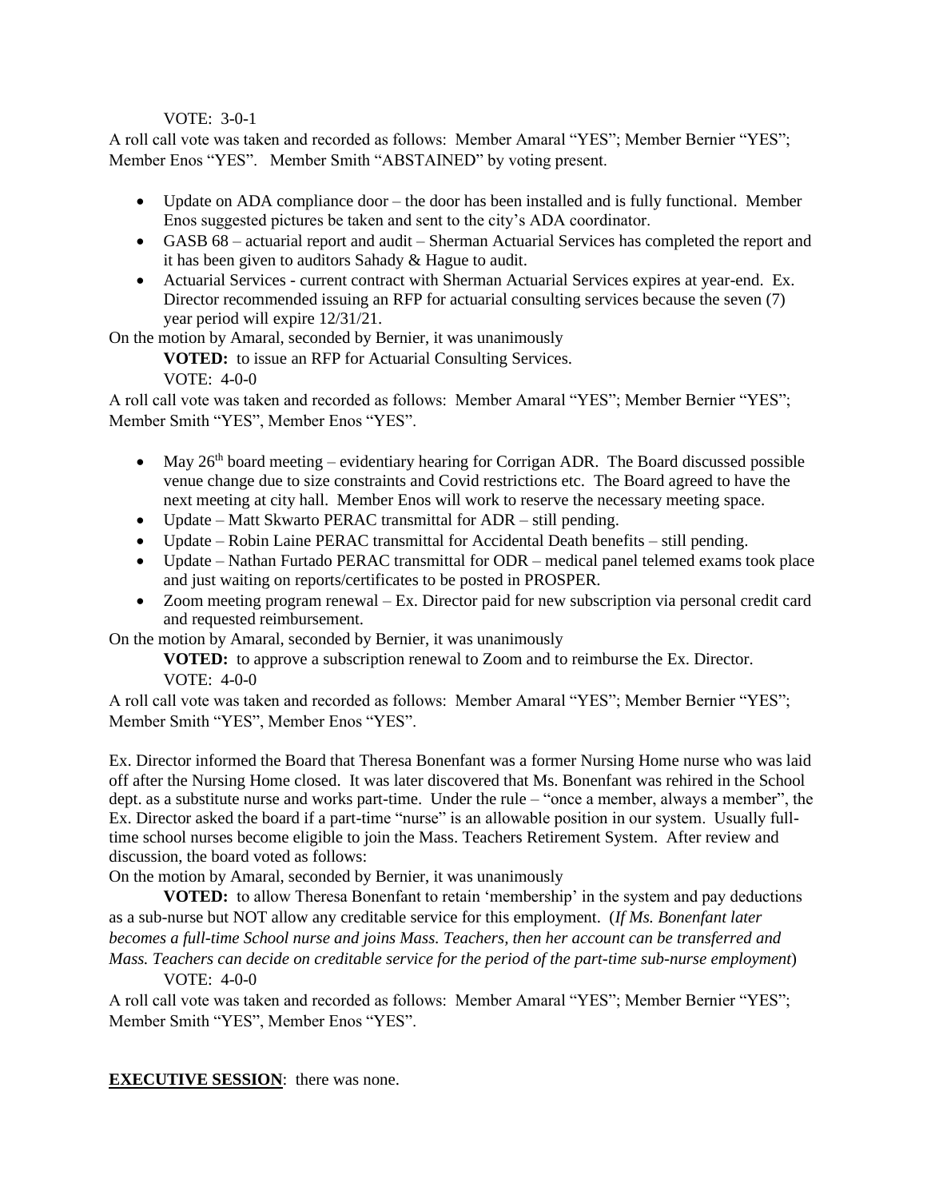VOTE: 3-0-1

A roll call vote was taken and recorded as follows: Member Amaral "YES"; Member Bernier "YES"; Member Enos "YES". Member Smith "ABSTAINED" by voting present.

- Update on ADA compliance door – the door has been installed and is fully functional. Member Enos suggested pictures be taken and sent to the city's ADA coordinator.
- GASB 68 – actuarial report and audit – Sherman Actuarial Services has completed the report and it has been given to auditors Sahady & Hague to audit.
- Actuarial Services - current contract with Sherman Actuarial Services expires at year-end. Ex. Director recommended issuing an RFP for actuarial consulting services because the seven (7) year period will expire 12/31/21.

On the motion by Amaral, seconded by Bernier, it was unanimously

**VOTED:** to issue an RFP for Actuarial Consulting Services.

VOTE: 4-0-0

A roll call vote was taken and recorded as follows: Member Amaral "YES"; Member Bernier "YES"; Member Smith "YES", Member Enos "YES".

- May 26th board meeting – evidentiary hearing for Corrigan ADR. The Board discussed possible venue change due to size constraints and Covid restrictions etc. The Board agreed to have the next meeting at city hall. Member Enos will work to reserve the necessary meeting space.
- Update – Matt Skwarto PERAC transmittal for ADR – still pending.
- Update – Robin Laine PERAC transmittal for Accidental Death benefits – still pending.
- Update – Nathan Furtado PERAC transmittal for ODR – medical panel telemed exams took place and just waiting on reports/certificates to be posted in PROSPER.
- Zoom meeting program renewal – Ex. Director paid for new subscription via personal credit card and requested reimbursement.

On the motion by Amaral, seconded by Bernier, it was unanimously

**VOTED:** to approve a subscription renewal to Zoom and to reimburse the Ex. Director.

VOTE: 4-0-0

A roll call vote was taken and recorded as follows: Member Amaral "YES"; Member Bernier "YES"; Member Smith "YES", Member Enos "YES".

Ex. Director informed the Board that Theresa Bonenfant was a former Nursing Home nurse who was laid off after the Nursing Home closed. It was later discovered that Ms. Bonenfant was rehired in the School dept. as a substitute nurse and works part-time. Under the rule – "once a member, always a member", the Ex. Director asked the board if a part-time "nurse" is an allowable position in our system. Usually full-time school nurses become eligible to join the Mass. Teachers Retirement System. After review and discussion, the board voted as follows:

On the motion by Amaral, seconded by Bernier, it was unanimously

**VOTED:** to allow Theresa Bonenfant to retain 'membership' in the system and pay deductions as a sub-nurse but NOT allow any creditable service for this employment. (*If Ms. Bonenfant later becomes a full-time School nurse and joins Mass. Teachers, then her account can be transferred and Mass. Teachers can decide on creditable service for the period of the part-time sub-nurse employment*)

VOTE: 4-0-0

A roll call vote was taken and recorded as follows: Member Amaral "YES"; Member Bernier "YES"; Member Smith "YES", Member Enos "YES".

**EXECUTIVE SESSION**: there was none.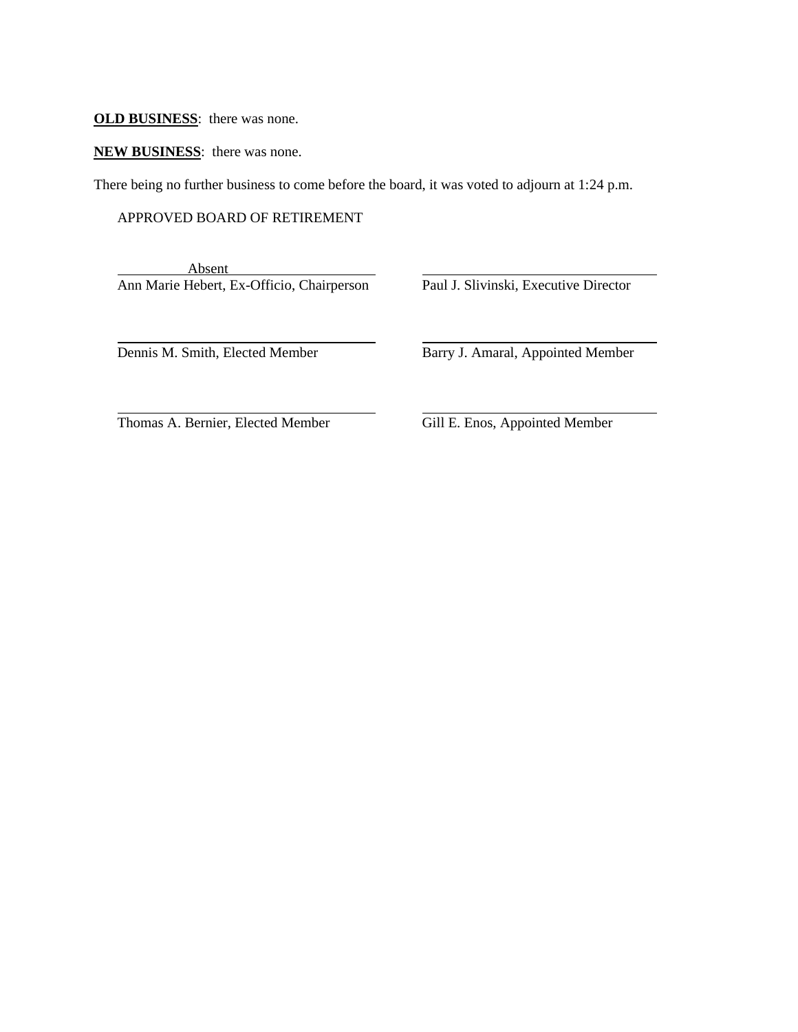**OLD BUSINESS**: there was none.

**NEW BUSINESS**: there was none.

There being no further business to come before the board, it was voted to adjourn at 1:24 p.m.

APPROVED BOARD OF RETIREMENT

| | |
|---|---|
| Absent<br>Ann Marie Hebert, Ex-Officio, Chairperson | Paul J. Slivinski, Executive Director |
| Dennis M. Smith, Elected Member | Barry J. Amaral, Appointed Member |
| Thomas A. Bernier, Elected Member | Gill E. Enos, Appointed Member |